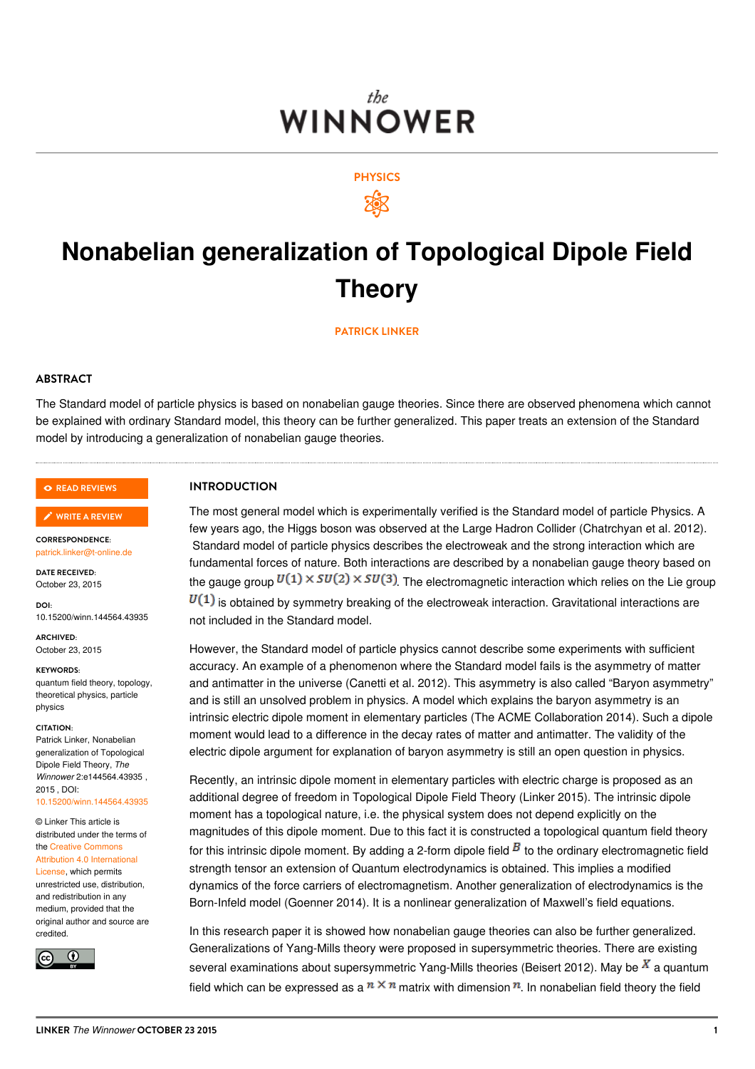the
# WINNOWER

PHYSICS

# Nonabelian generalization of Topological Dipole Field Theory

PATRICK LINKER

## ABSTRACT

The Standard model of particle physics is based on nonabelian gauge theories. Since there are observed phenomena which cannot be explained with ordinary Standard model, this theory can be further generalized. This paper treats an extension of the Standard model by introducing a generalization of nonabelian gauge theories.

READ REVIEWS

WRITE A REVIEW

**CORRESPONDENCE:**
patrick.linker@t-online.de

**DATE RECEIVED:**
October 23, 2015

**DOI:**
10.15200/winn.144564.43935

**ARCHIVED:**
October 23, 2015

**KEYWORDS:**
quantum field theory, topology, theoretical physics, particle physics

**CITATION:**
Patrick Linker, Nonabelian generalization of Topological Dipole Field Theory, *The Winnower* 2:e144564.43935 , 2015 , DOI: 10.15200/winn.144564.43935

© Linker This article is distributed under the terms of the Creative Commons Attribution 4.0 International License, which permits unrestricted use, distribution, and redistribution in any medium, provided that the original author and source are credited.

## INTRODUCTION

The most general model which is experimentally verified is the Standard model of particle Physics. A few years ago, the Higgs boson was observed at the Large Hadron Collider (Chatrchyan et al. 2012). Standard model of particle physics describes the electroweak and the strong interaction which are fundamental forces of nature. Both interactions are described by a nonabelian gauge theory based on the gauge group $U(1) \times SU(2) \times SU(3)$. The electromagnetic interaction which relies on the Lie group $U(1)$ is obtained by symmetry breaking of the electroweak interaction. Gravitational interactions are not included in the Standard model.

However, the Standard model of particle physics cannot describe some experiments with sufficient accuracy. An example of a phenomenon where the Standard model fails is the asymmetry of matter and antimatter in the universe (Canetti et al. 2012). This asymmetry is also called "Baryon asymmetry" and is still an unsolved problem in physics. A model which explains the baryon asymmetry is an intrinsic electric dipole moment in elementary particles (The ACME Collaboration 2014). Such a dipole moment would lead to a difference in the decay rates of matter and antimatter. The validity of the electric dipole argument for explanation of baryon asymmetry is still an open question in physics.

Recently, an intrinsic dipole moment in elementary particles with electric charge is proposed as an additional degree of freedom in Topological Dipole Field Theory (Linker 2015). The intrinsic dipole moment has a topological nature, i.e. the physical system does not depend explicitly on the magnitudes of this dipole moment. Due to this fact it is constructed a topological quantum field theory for this intrinsic dipole moment. By adding a 2-form dipole field $B$ to the ordinary electromagnetic field strength tensor an extension of Quantum electrodynamics is obtained. This implies a modified dynamics of the force carriers of electromagnetism. Another generalization of electrodynamics is the Born-Infeld model (Goenner 2014). It is a nonlinear generalization of Maxwell's field equations.

In this research paper it is showed how nonabelian gauge theories can also be further generalized. Generalizations of Yang-Mills theory were proposed in supersymmetric theories. There are existing several examinations about supersymmetric Yang-Mills theories (Beisert 2012). May be $X$ a quantum field which can be expressed as a $n \times n$ matrix with dimension $n$. In nonabelian field theory the field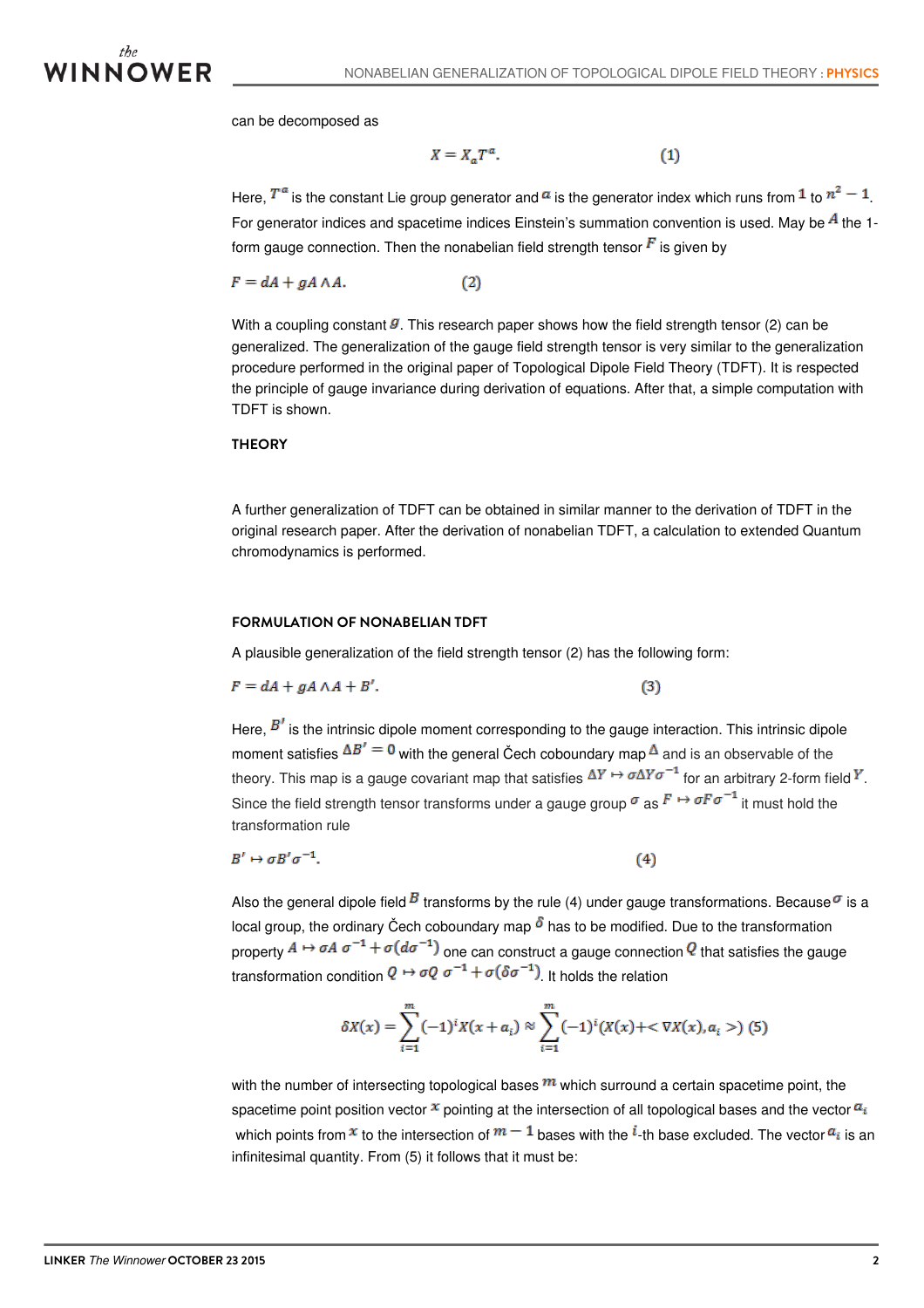can be decomposed as

$$X = X_a T^a. \qquad (1)$$

Here, $T^a$ is the constant Lie group generator and $a$ is the generator index which runs from $1$ to $n^2 - 1$. For generator indices and spacetime indices Einstein's summation convention is used. May be $A$ the 1-form gauge connection. Then the nonabelian field strength tensor $F$ is given by

$$F = dA + gA \wedge A. \qquad (2)$$

With a coupling constant $g$. This research paper shows how the field strength tensor (2) can be generalized. The generalization of the gauge field strength tensor is very similar to the generalization procedure performed in the original paper of Topological Dipole Field Theory (TDFT). It is respected the principle of gauge invariance during derivation of equations. After that, a simple computation with TDFT is shown.

## THEORY

A further generalization of TDFT can be obtained in similar manner to the derivation of TDFT in the original research paper. After the derivation of nonabelian TDFT, a calculation to extended Quantum chromodynamics is performed.

## FORMULATION OF NONABELIAN TDFT

A plausible generalization of the field strength tensor (2) has the following form:

$$F = dA + gA \wedge A + B'. \qquad (3)$$

Here, $B'$ is the intrinsic dipole moment corresponding to the gauge interaction. This intrinsic dipole moment satisfies $\Delta B' = 0$ with the general Čech coboundary map $\Delta$ and is an observable of the theory. This map is a gauge covariant map that satisfies $\Delta Y \mapsto \sigma \Delta Y \sigma^{-1}$ for an arbitrary 2-form field $Y$. Since the field strength tensor transforms under a gauge group $\sigma$ as $F \mapsto \sigma F \sigma^{-1}$ it must hold the transformation rule

$$B' \mapsto \sigma B' \sigma^{-1}. \qquad (4)$$

Also the general dipole field $B$ transforms by the rule (4) under gauge transformations. Because $\sigma$ is a local group, the ordinary Čech coboundary map $\delta$ has to be modified. Due to the transformation property $A \mapsto \sigma A \sigma^{-1} + \sigma(d\sigma^{-1})$ one can construct a gauge connection $Q$ that satisfies the gauge transformation condition $Q \mapsto \sigma Q \sigma^{-1} + \sigma(\delta \sigma^{-1})$. It holds the relation

$$\delta X(x) = \sum_{i=1}^{m} (-1)^i X(x + a_i) \approx \sum_{i=1}^{m} (-1)^i (X(x) + < \nabla X(x), a_i >) \qquad (5)$$

with the number of intersecting topological bases $m$ which surround a certain spacetime point, the spacetime point position vector $x$ pointing at the intersection of all topological bases and the vector $a_i$ which points from $x$ to the intersection of $m - 1$ bases with the $i$-th base excluded. The vector $a_i$ is an infinitesimal quantity. From (5) it follows that it must be: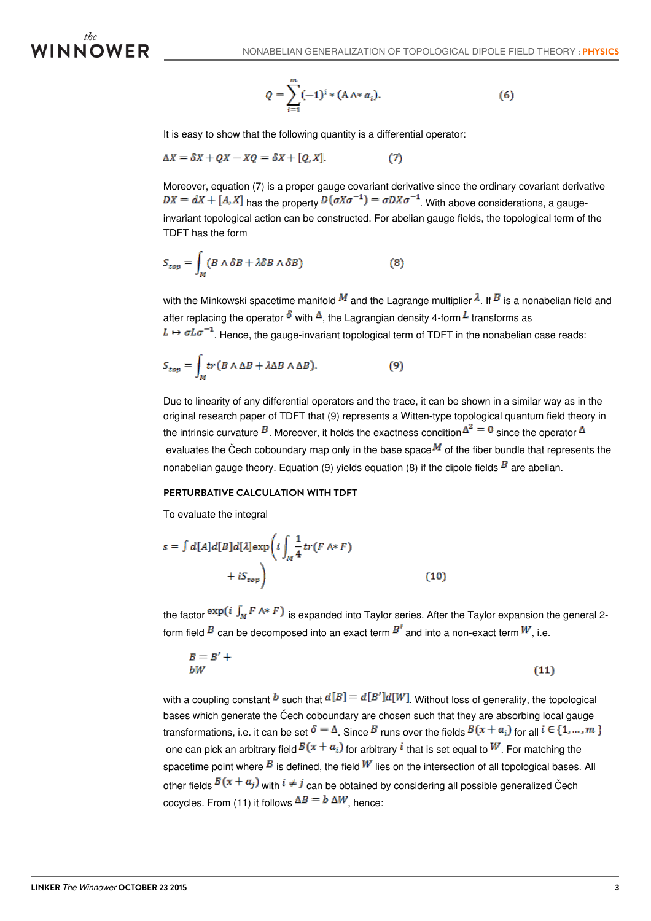$$Q = \sum_{i=1}^{m} (-1)^i * (A \wedge * a_i). \quad (6)$$

It is easy to show that the following quantity is a differential operator:

$$\Delta X = \delta X + QX - XQ = \delta X + [Q, X]. \quad (7)$$

Moreover, equation (7) is a proper gauge covariant derivative since the ordinary covariant derivative $DX = dX + [A, X]$ has the property $D(\sigma X \sigma^{-1}) = \sigma D X \sigma^{-1}$. With above considerations, a gauge-invariant topological action can be constructed. For abelian gauge fields, the topological term of the TDFT has the form

$$S_{top} = \int_M (B \wedge \delta B + \lambda \delta B \wedge \delta B) \quad (8)$$

with the Minkowski spacetime manifold $M$ and the Lagrange multiplier $\lambda$. If $B$ is a nonabelian field and after replacing the operator $\delta$ with $\Delta$, the Lagrangian density 4-form $L$ transforms as $L \mapsto \sigma L \sigma^{-1}$. Hence, the gauge-invariant topological term of TDFT in the nonabelian case reads:

$$S_{top} = \int_M tr(B \wedge \Delta B + \lambda \Delta B \wedge \Delta B). \quad (9)$$

Due to linearity of any differential operators and the trace, it can be shown in a similar way as in the original research paper of TDFT that (9) represents a Witten-type topological quantum field theory in the intrinsic curvature $B$. Moreover, it holds the exactness condition $\Delta^2 = 0$ since the operator $\Delta$ evaluates the Čech coboundary map only in the base space $M$ of the fiber bundle that represents the nonabelian gauge theory. Equation (9) yields equation (8) if the dipole fields $B$ are abelian.

### PERTURBATIVE CALCULATION WITH TDFT

To evaluate the integral

$$s = \int d[A] d[B] d[\lambda] \exp\left( i \int_M \frac{1}{4} tr(F \wedge * F) + i S_{top} \right) \quad (10)$$

the factor $\exp(i \int_M F \wedge * F)$ is expanded into Taylor series. After the Taylor expansion the general 2-form field $B$ can be decomposed into an exact term $B'$ and into a non-exact term $W$, i.e.

$$B = B' + bW \quad (11)$$

with a coupling constant $b$ such that $d[B] = d[B'] d[W]$. Without loss of generality, the topological bases which generate the Čech coboundary are chosen such that they are absorbing local gauge transformations, i.e. it can be set $\delta = \Delta$. Since $B$ runs over the fields $B(x + a_i)$ for all $i \in \{1, \dots, m\}$ one can pick an arbitrary field $B(x + a_i)$ for arbitrary $i$ that is set equal to $W$. For matching the spacetime point where $B$ is defined, the field $W$ lies on the intersection of all topological bases. All other fields $B(x + a_j)$ with $i \neq j$ can be obtained by considering all possible generalized Čech cocycles. From (11) it follows $\Delta B = b \, \Delta W$, hence: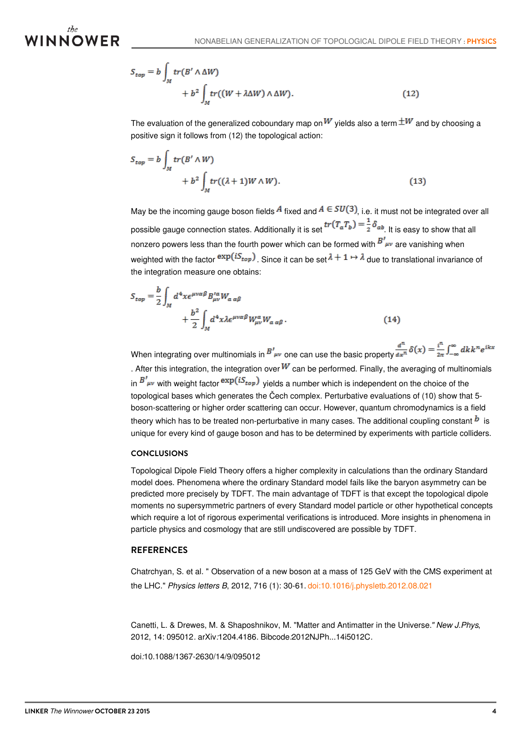$$S_{top} = b \int_M tr(B' \wedge \Delta W) + b^2 \int_M tr((W + \lambda \Delta W) \wedge \Delta W). \quad (12)$$

The evaluation of the generalized coboundary map on $W$ yields also a term $\pm W$ and by choosing a positive sign it follows from (12) the topological action:

$$S_{top} = b \int_M tr(B' \wedge W) + b^2 \int_M tr((\lambda + 1) W \wedge W). \quad (13)$$

May be the incoming gauge boson fields $A$ fixed and $A \in SU(3)$, i.e. it must not be integrated over all possible gauge connection states. Additionally it is set $tr(T_a T_b) = \frac{1}{2}\delta_{ab}$. It is easy to show that all nonzero powers less than the fourth power which can be formed with $B'_{\mu\nu}$ are vanishing when weighted with the factor $\exp(iS_{top})$. Since it can be set $\lambda + 1 \mapsto \lambda$ due to translational invariance of the integration measure one obtains:

$$S_{top} = \frac{b}{2} \int_M d^4x \epsilon^{\mu\nu\alpha\beta} B'^{a}_{\mu\nu} W_{a\,\alpha\beta} + \frac{b^2}{2} \int_M d^4x \lambda \epsilon^{\mu\nu\alpha\beta} W^a_{\mu\nu} W_{a\,\alpha\beta}. \quad (14)$$

When integrating over multinomials in $B'_{\mu\nu}$ one can use the basic property $\frac{d^n}{dx^n}\delta(x) = \frac{i^n}{2\pi}\int_{-\infty}^{\infty} dk k^n e^{ikx}$. After this integration, the integration over $W$ can be performed. Finally, the averaging of multinomials in $B'_{\mu\nu}$ with weight factor $\exp(iS_{top})$ yields a number which is independent on the choice of the topological bases which generates the Čech complex. Perturbative evaluations of (10) show that 5-boson-scattering or higher order scattering can occur. However, quantum chromodynamics is a field theory which has to be treated non-perturbative in many cases. The additional coupling constant $b$ is unique for every kind of gauge boson and has to be determined by experiments with particle colliders.

## CONCLUSIONS

Topological Dipole Field Theory offers a higher complexity in calculations than the ordinary Standard model does. Phenomena where the ordinary Standard model fails like the baryon asymmetry can be predicted more precisely by TDFT. The main advantage of TDFT is that except the topological dipole moments no supersymmetric partners of every Standard model particle or other hypothetical concepts which require a lot of rigorous experimental verifications is introduced. More insights in phenomena in particle physics and cosmology that are still undiscovered are possible by TDFT.

## REFERENCES

Chatrchyan, S. et al. " Observation of a new boson at a mass of 125 GeV with the CMS experiment at the LHC." *Physics letters B*, 2012, 716 (1): 30-61. doi:10.1016/j.physletb.2012.08.021

Canetti, L. & Drewes, M. & Shaposhnikov, M. "Matter and Antimatter in the Universe." *New J.Phys*, 2012, 14: 095012. arXiv:1204.4186. Bibcode:2012NJPh...14i5012C.

doi:10.1088/1367-2630/14/9/095012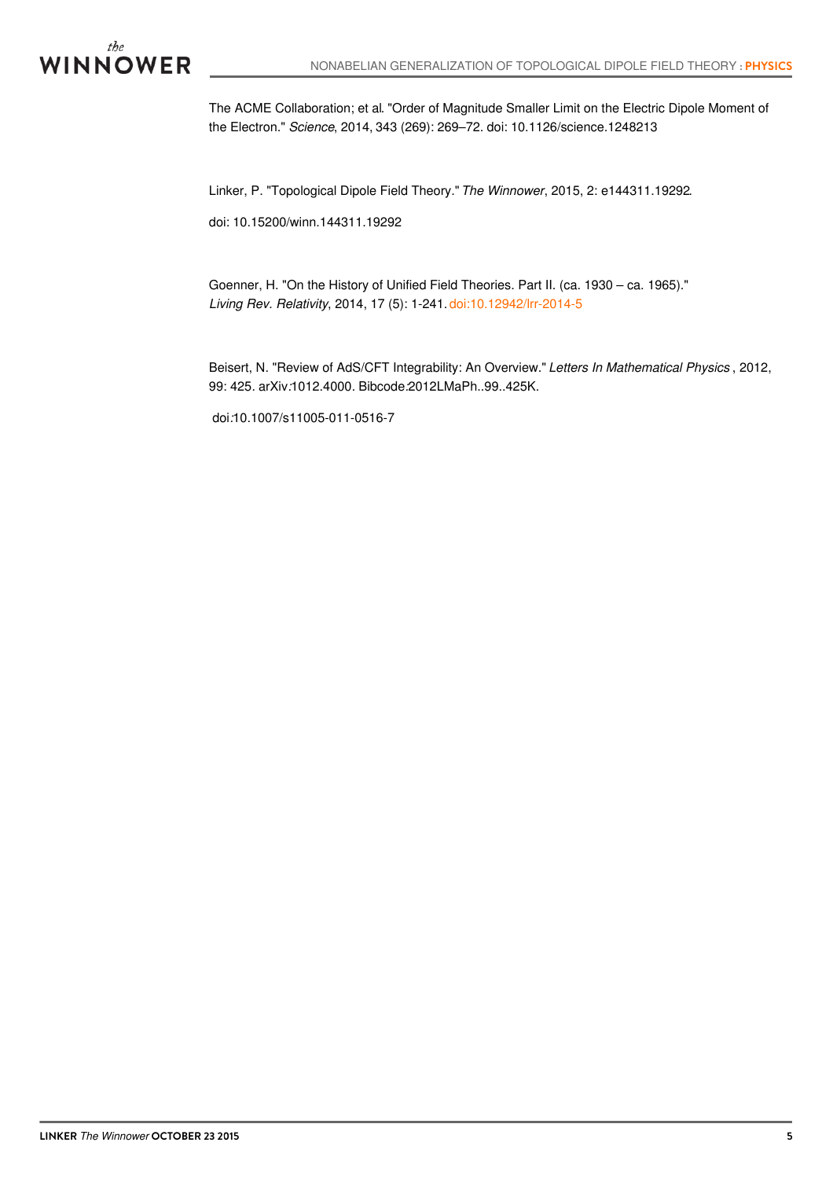The ACME Collaboration; et al. "Order of Magnitude Smaller Limit on the Electric Dipole Moment of the Electron." *Science*, 2014, 343 (269): 269–72. doi: 10.1126/science.1248213

Linker, P. "Topological Dipole Field Theory." *The Winnower*, 2015, 2: e144311.19292.

doi: 10.15200/winn.144311.19292

Goenner, H. "On the History of Unified Field Theories. Part II. (ca. 1930 – ca. 1965)." *Living Rev. Relativity*, 2014, 17 (5): 1-241. doi:10.12942/lrr-2014-5

Beisert, N. "Review of AdS/CFT Integrability: An Overview." *Letters In Mathematical Physics*, 2012, 99: 425. arXiv:1012.4000. Bibcode:2012LMaPh..99..425K.

doi:10.1007/s11005-011-0516-7